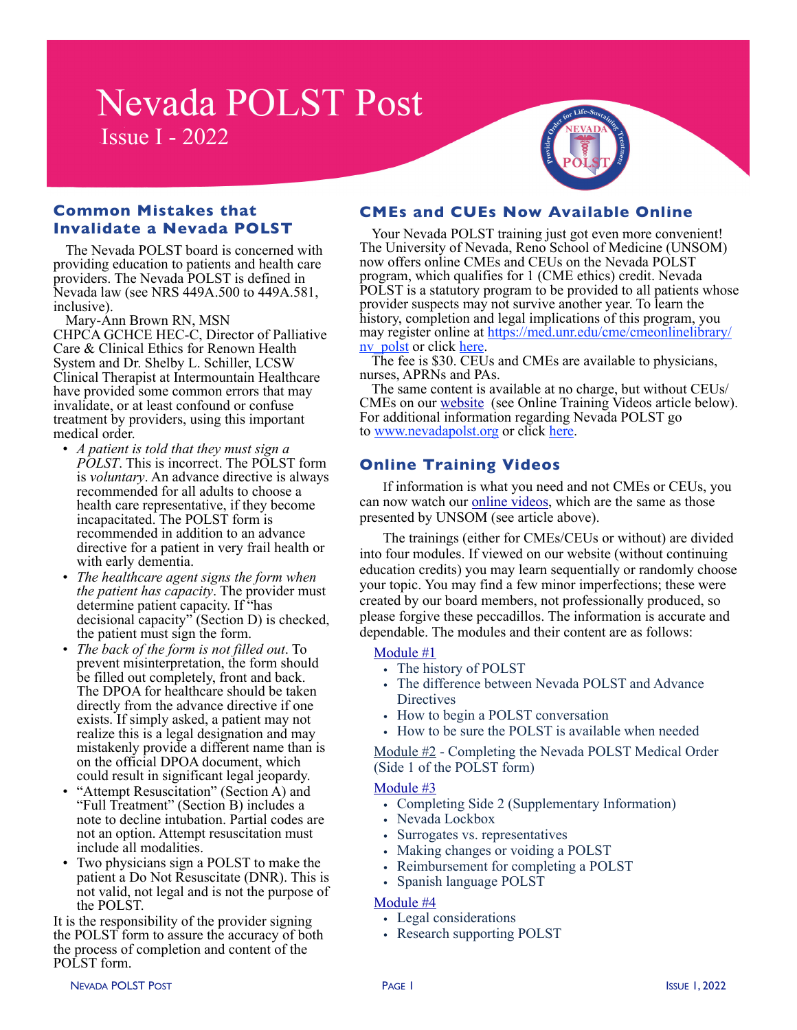# Nevada POLST Post

Issue I - 2022

## Common Mistakes that Invalidate a Nevada POLST

The Nevada POLST board is concerned with providing education to patients and health care providers. The Nevada POLST is defined in Nevada law (see NRS 449A.500 to 449A.581, inclusive).

Mary-Ann Brown RN, MSN CHPCA GCHCE HEC-C, Director of Palliative Care & Clinical Ethics for Renown Health System and Dr. Shelby L. Schiller, LCSW Clinical Therapist at Intermountain Healthcare have provided some common errors that may invalidate, or at least confound or confuse treatment by providers, using this important medical order.

- *A patient is told that they must sign a POLST*. This is incorrect. The POLST form is *voluntary*. An advance directive is always recommended for all adults to choose a health care representative, if they become incapacitated. The POLST form is recommended in addition to an advance directive for a patient in very frail health or with early dementia.
- *The healthcare agent signs the form when the patient has capacity*. The provider must determine patient capacity. If "has decisional capacity" (Section D) is checked, the patient must sign the form.
- *The back of the form is not filled out*. To prevent misinterpretation, the form should be filled out completely, front and back. The DPOA for healthcare should be taken directly from the advance directive if one exists. If simply asked, a patient may not realize this is a legal designation and may mistakenly provide a different name than is on the official DPOA document, which could result in significant legal jeopardy.
- "Attempt Resuscitation" (Section A) and "Full Treatment" (Section B) includes a note to decline intubation. Partial codes are not an option. Attempt resuscitation must include all modalities.
- Two physicians sign a POLST to make the patient a Do Not Resuscitate (DNR). This is not valid, not legal and is not the purpose of the POLST.

It is the responsibility of the provider signing the POLST form to assure the accuracy of both the process of completion and content of the POLST form.

## CMEs and CUEs Now Available Online

Your Nevada POLST training just got even more convenient! The University of Nevada, Reno School of Medicine (UNSOM) now offers online CMEs and CEUs on the Nevada POLST program, which qualifies for 1 (CME ethics) credit. Nevada POLST is a statutory program to be provided to all patients whose provider suspects may not survive another year. To learn the history, completion and legal implications of this program, you may register online at https://med.unr.edu/cme/cmeonlinelibrary/nv_polst or click here.

The fee is $30. CEUs and CMEs are available to physicians, nurses, APRNs and PAs.

The same content is available at no charge, but without CEUs/CMEs on our website (see Online Training Videos article below). For additional information regarding Nevada POLST go to www.nevadapolst.org or click here.

## Online Training Videos

If information is what you need and not CMEs or CEUs, you can now watch our online videos, which are the same as those presented by UNSOM (see article above).

The trainings (either for CMEs/CEUs or without) are divided into four modules. If viewed on our website (without continuing education credits) you may learn sequentially or randomly choose your topic. You may find a few minor imperfections; these were created by our board members, not professionally produced, so please forgive these peccadillos. The information is accurate and dependable. The modules and their content are as follows:

Module #1

- The history of POLST
- The difference between Nevada POLST and Advance Directives
- How to begin a POLST conversation
- How to be sure the POLST is available when needed

Module #2 - Completing the Nevada POLST Medical Order (Side 1 of the POLST form)

Module #3

- Completing Side 2 (Supplementary Information)
- Nevada Lockbox
- Surrogates vs. representatives
- Making changes or voiding a POLST
- Reimbursement for completing a POLST
- Spanish language POLST

Module #4

- Legal considerations
- Research supporting POLST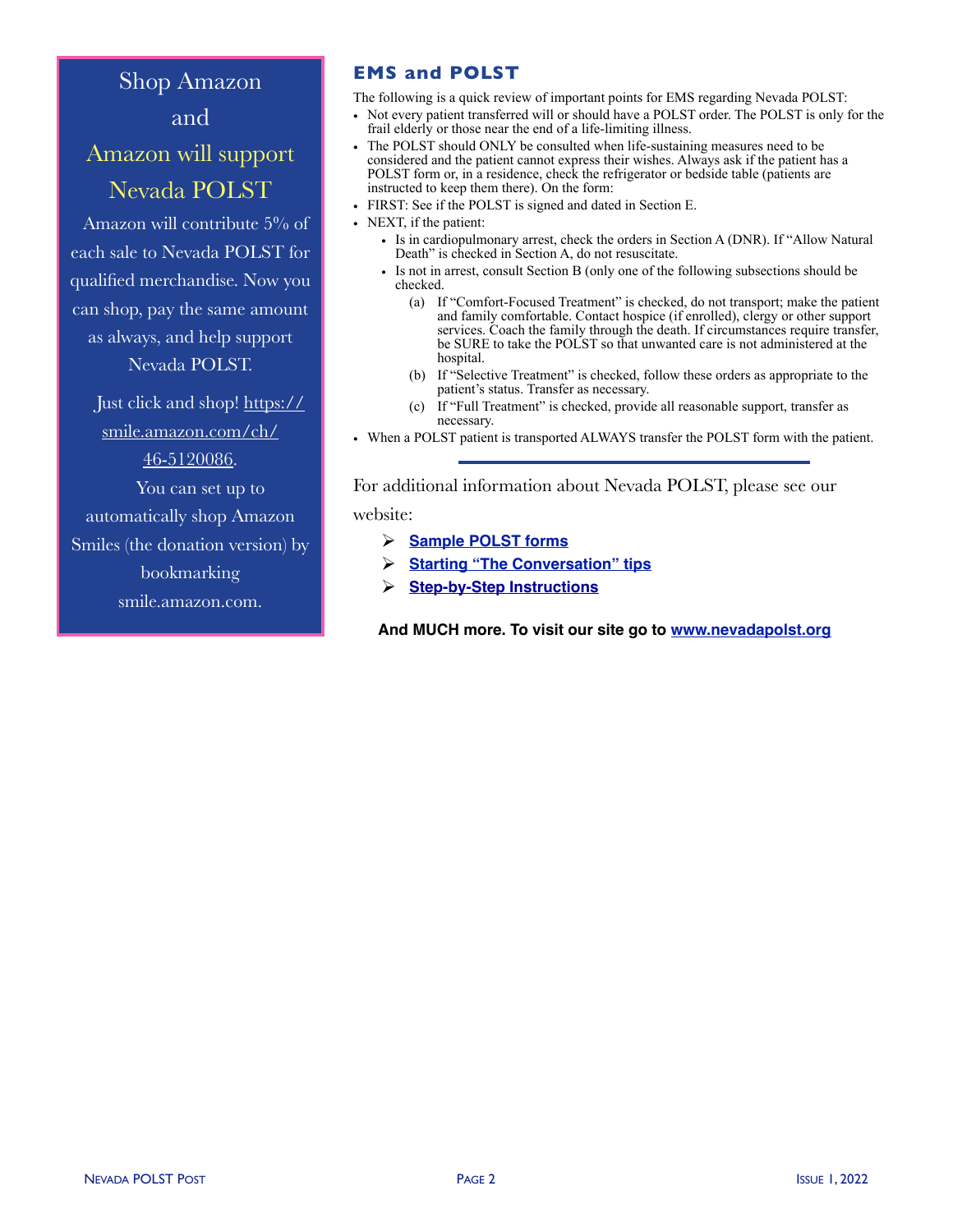Shop Amazon

and

Amazon will support Nevada POLST

Amazon will contribute 5% of each sale to Nevada POLST for qualified merchandise. Now you can shop, pay the same amount as always, and help support Nevada POLST.

Just click and shop! https://smile.amazon.com/ch/46-5120086.

You can set up to automatically shop Amazon Smiles (the donation version) by bookmarking smile.amazon.com.

## EMS and POLST

The following is a quick review of important points for EMS regarding Nevada POLST:

- Not every patient transferred will or should have a POLST order. The POLST is only for the frail elderly or those near the end of a life-limiting illness.
- The POLST should ONLY be consulted when life-sustaining measures need to be considered and the patient cannot express their wishes. Always ask if the patient has a POLST form or, in a residence, check the refrigerator or bedside table (patients are instructed to keep them there). On the form:
- FIRST: See if the POLST is signed and dated in Section E.
- NEXT, if the patient:
  - Is in cardiopulmonary arrest, check the orders in Section A (DNR). If "Allow Natural Death" is checked in Section A, do not resuscitate.
  - Is not in arrest, consult Section B (only one of the following subsections should be checked.
    - (a) If "Comfort-Focused Treatment" is checked, do not transport; make the patient and family comfortable. Contact hospice (if enrolled), clergy or other support services. Coach the family through the death. If circumstances require transfer, be SURE to take the POLST so that unwanted care is not administered at the hospital.
    - (b) If "Selective Treatment" is checked, follow these orders as appropriate to the patient's status. Transfer as necessary.
    - (c) If "Full Treatment" is checked, provide all reasonable support, transfer as necessary.
- When a POLST patient is transported ALWAYS transfer the POLST form with the patient.

---

For additional information about Nevada POLST, please see our website:

- **Sample POLST forms**
- **Starting "The Conversation" tips**
- **Step-by-Step Instructions**

**And MUCH more. To visit our site go to www.nevadapolst.org**